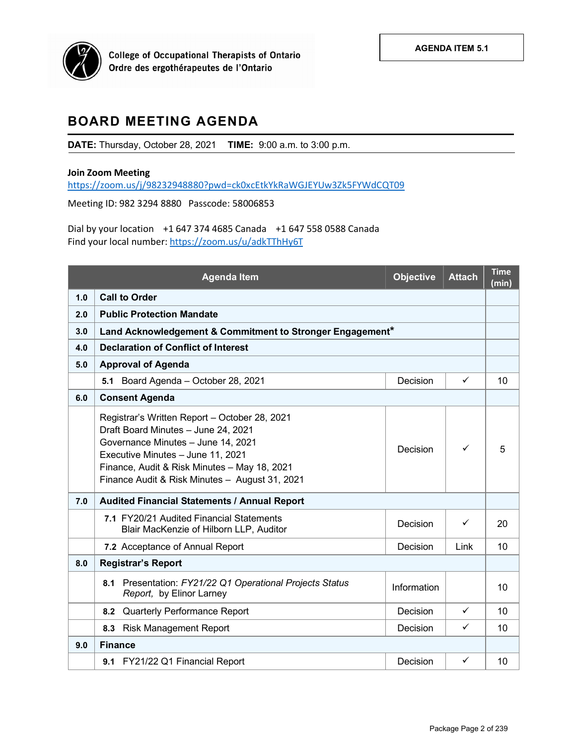College of Occupational Therapists of Ontario
Ordre des ergothérapeutes de l'Ontario

**AGENDA ITEM 5.1**

# BOARD MEETING AGENDA

**DATE:** Thursday, October 28, 2021 **TIME:** 9:00 a.m. to 3:00 p.m.

**Join Zoom Meeting**
https://zoom.us/j/98232948880?pwd=ck0xcEtkYkRaWGJEYUw3Zk5FYWdCQT09

Meeting ID: 982 3294 8880 Passcode: 58006853

Dial by your location +1 647 374 4685 Canada +1 647 558 0588 Canada
Find your local number: https://zoom.us/u/adkTThHy6T

| | Agenda Item | Objective | Attach | Time (min) |
|---|---|---|---|---|
| **1.0** | **Call to Order** | | | |
| **2.0** | **Public Protection Mandate** | | | |
| **3.0** | **Land Acknowledgement & Commitment to Stronger Engagement*** | | | |
| **4.0** | **Declaration of Conflict of Interest** | | | |
| **5.0** | **Approval of Agenda** | | | |
| | **5.1** Board Agenda – October 28, 2021 | Decision | ✓ | 10 |
| **6.0** | **Consent Agenda** | | | |
| | Registrar's Written Report – October 28, 2021<br>Draft Board Minutes – June 24, 2021<br>Governance Minutes – June 14, 2021<br>Executive Minutes – June 11, 2021<br>Finance, Audit & Risk Minutes – May 18, 2021<br>Finance Audit & Risk Minutes – August 31, 2021 | Decision | ✓ | 5 |
| **7.0** | **Audited Financial Statements / Annual Report** | | | |
| | **7.1** FY20/21 Audited Financial Statements<br>Blair MacKenzie of Hilborn LLP, Auditor | Decision | ✓ | 20 |
| | **7.2** Acceptance of Annual Report | Decision | Link | 10 |
| **8.0** | **Registrar's Report** | | | |
| | **8.1** Presentation: *FY21/22 Q1 Operational Projects Status Report,* by Elinor Larney | Information | | 10 |
| | **8.2** Quarterly Performance Report | Decision | ✓ | 10 |
| | **8.3** Risk Management Report | Decision | ✓ | 10 |
| **9.0** | **Finance** | | | |
| | **9.1** FY21/22 Q1 Financial Report | Decision | ✓ | 10 |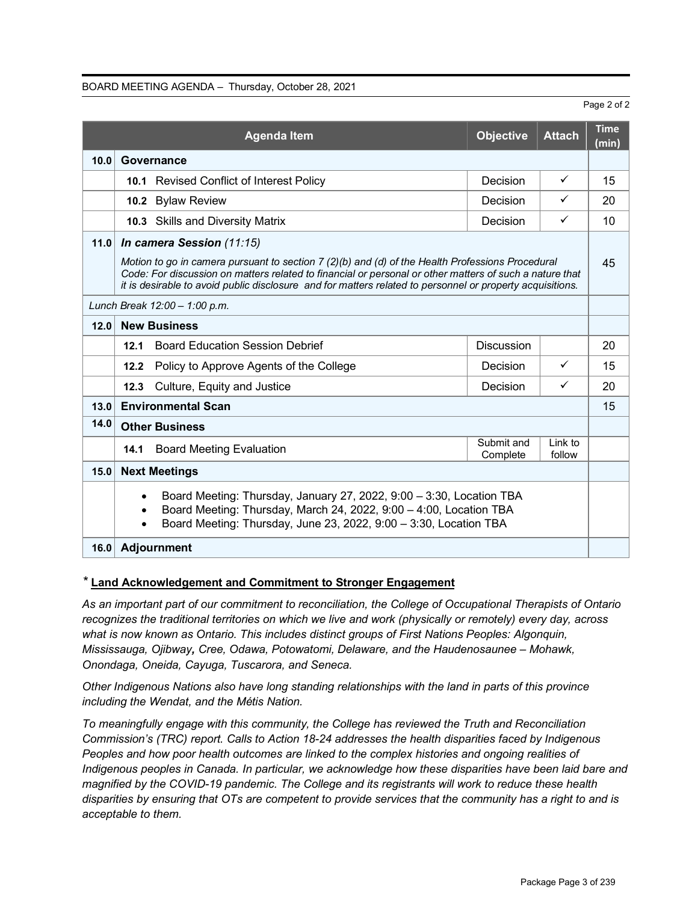| | Agenda Item | Objective | Attach | Time (min) |
|---|---|---|---|---|
| **10.0** | **Governance** | | | |
| | **10.1** Revised Conflict of Interest Policy | Decision | ✓ | 15 |
| | **10.2** Bylaw Review | Decision | ✓ | 20 |
| | **10.3** Skills and Diversity Matrix | Decision | ✓ | 10 |
| **11.0** | ***In camera Session*** *(11:15)* *Motion to go in camera pursuant to section 7 (2)(b) and (d) of the Health Professions Procedural Code: For discussion on matters related to financial or personal or other matters of such a nature that it is desirable to avoid public disclosure and for matters related to personnel or property acquisitions.* | | | 45 |
| | *Lunch Break 12:00 – 1:00 p.m.* | | | |
| **12.0** | **New Business** | | | |
| | **12.1** Board Education Session Debrief | Discussion | | 20 |
| | **12.2** Policy to Approve Agents of the College | Decision | ✓ | 15 |
| | **12.3** Culture, Equity and Justice | Decision | ✓ | 20 |
| **13.0** | **Environmental Scan** | | | 15 |
| **14.0** | **Other Business** | | | |
| | **14.1** Board Meeting Evaluation | Submit and Complete | Link to follow | |
| **15.0** | **Next Meetings** | | | |
| | • Board Meeting: Thursday, January 27, 2022, 9:00 – 3:30, Location TBA<br>• Board Meeting: Thursday, March 24, 2022, 9:00 – 4:00, Location TBA<br>• Board Meeting: Thursday, June 23, 2022, 9:00 – 3:30, Location TBA | | | |
| **16.0** | **Adjournment** | | | |

\* **Land Acknowledgement and Commitment to Stronger Engagement**

*As an important part of our commitment to reconciliation, the College of Occupational Therapists of Ontario recognizes the traditional territories on which we live and work (physically or remotely) every day, across what is now known as Ontario. This includes distinct groups of First Nations Peoples: Algonquin, Mississauga, Ojibway, Cree, Odawa, Potowatomi, Delaware, and the Haudenosaunee – Mohawk, Onondaga, Oneida, Cayuga, Tuscarora, and Seneca.*

*Other Indigenous Nations also have long standing relationships with the land in parts of this province including the Wendat, and the Métis Nation.*

*To meaningfully engage with this community, the College has reviewed the Truth and Reconciliation Commission's (TRC) report. Calls to Action 18-24 addresses the health disparities faced by Indigenous Peoples and how poor health outcomes are linked to the complex histories and ongoing realities of Indigenous peoples in Canada. In particular, we acknowledge how these disparities have been laid bare and magnified by the COVID-19 pandemic. The College and its registrants will work to reduce these health disparities by ensuring that OTs are competent to provide services that the community has a right to and is acceptable to them.*